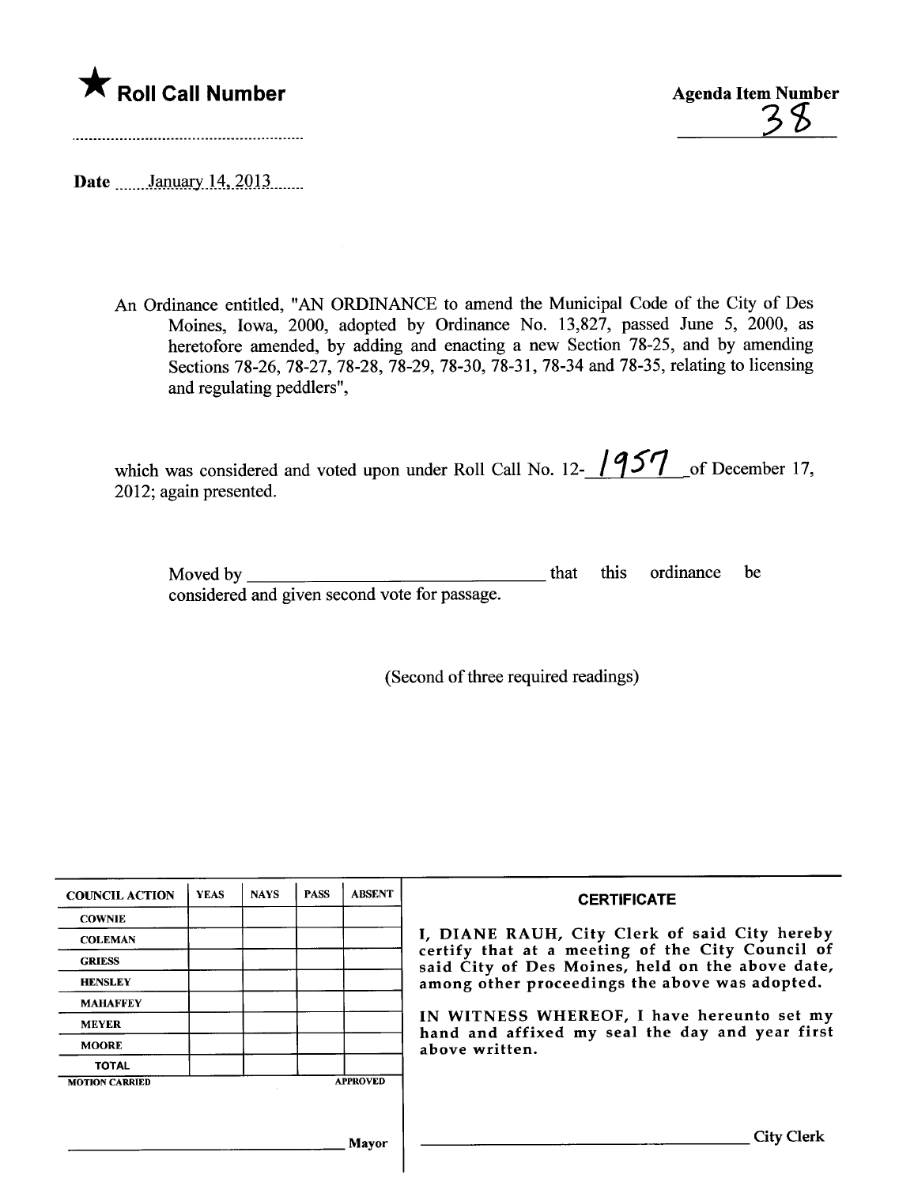★ **Roll Call Number**

Agenda Item Number

38

Date January 14, 2013

An Ordinance entitled, "AN ORDINANCE to amend the Municipal Code of the City of Des Moines, Iowa, 2000, adopted by Ordinance No. 13,827, passed June 5, 2000, as heretofore amended, by adding and enacting a new Section 78-25, and by amending Sections 78-26, 78-27, 78-28, 78-29, 78-30, 78-31, 78-34 and 78-35, relating to licensing and regulating peddlers",

which was considered and voted upon under Roll Call No. 12-1957 of December 17, 2012; again presented.

Moved by ________________________________ that this ordinance be considered and given second vote for passage.

(Second of three required readings)

| COUNCIL ACTION | YEAS | NAYS | PASS | ABSENT |
|---|---|---|---|---|
| COWNIE | | | | |
| COLEMAN | | | | |
| GRIESS | | | | |
| HENSLEY | | | | |
| MAHAFFEY | | | | |
| MEYER | | | | |
| MOORE | | | | |
| TOTAL | | | | |

MOTION CARRIED APPROVED

________________________________ Mayor

**CERTIFICATE**

I, DIANE RAUH, City Clerk of said City hereby certify that at a meeting of the City Council of said City of Des Moines, held on the above date, among other proceedings the above was adopted.

IN WITNESS WHEREOF, I have hereunto set my hand and affixed my seal the day and year first above written.

________________________________ City Clerk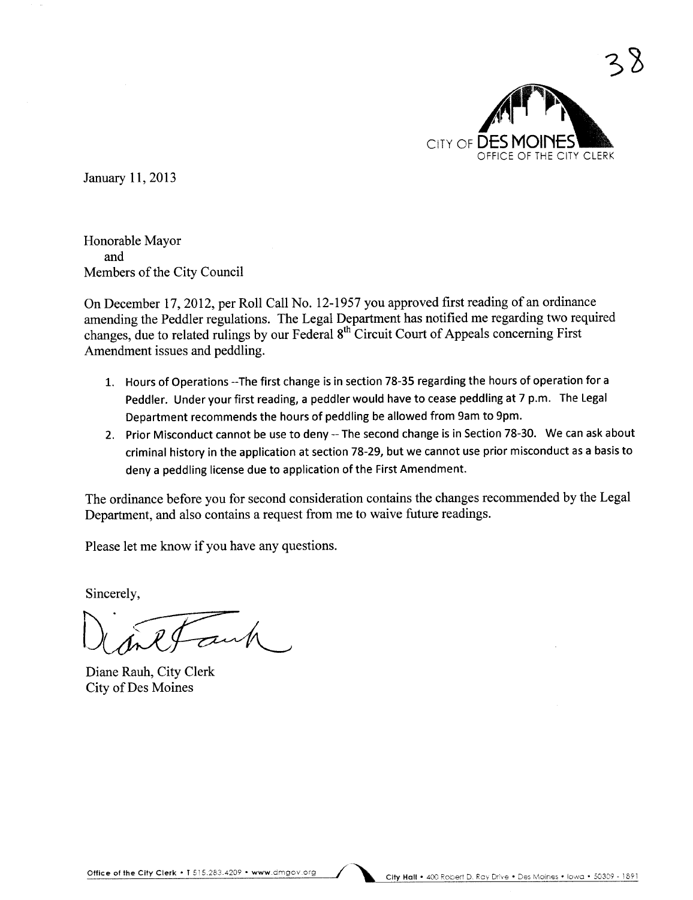38

CITY OF DES MOINES
OFFICE OF THE CITY CLERK

January 11, 2013

Honorable Mayor
and
Members of the City Council

On December 17, 2012, per Roll Call No. 12-1957 you approved first reading of an ordinance amending the Peddler regulations. The Legal Department has notified me regarding two required changes, due to related rulings by our Federal 8th Circuit Court of Appeals concerning First Amendment issues and peddling.

1. Hours of Operations --The first change is in section 78-35 regarding the hours of operation for a Peddler. Under your first reading, a peddler would have to cease peddling at 7 p.m. The Legal Department recommends the hours of peddling be allowed from 9am to 9pm.
2. Prior Misconduct cannot be use to deny -- The second change is in Section 78-30. We can ask about criminal history in the application at section 78-29, but we cannot use prior misconduct as a basis to deny a peddling license due to application of the First Amendment.

The ordinance before you for second consideration contains the changes recommended by the Legal Department, and also contains a request from me to waive future readings.

Please let me know if you have any questions.

Sincerely,

Diane Rauh, City Clerk
City of Des Moines

Office of the City Clerk • T 515.283.4209 • www.dmgov.org

City Hall • 400 Robert D. Ray Drive • Des Moines • Iowa • 50309 - 1891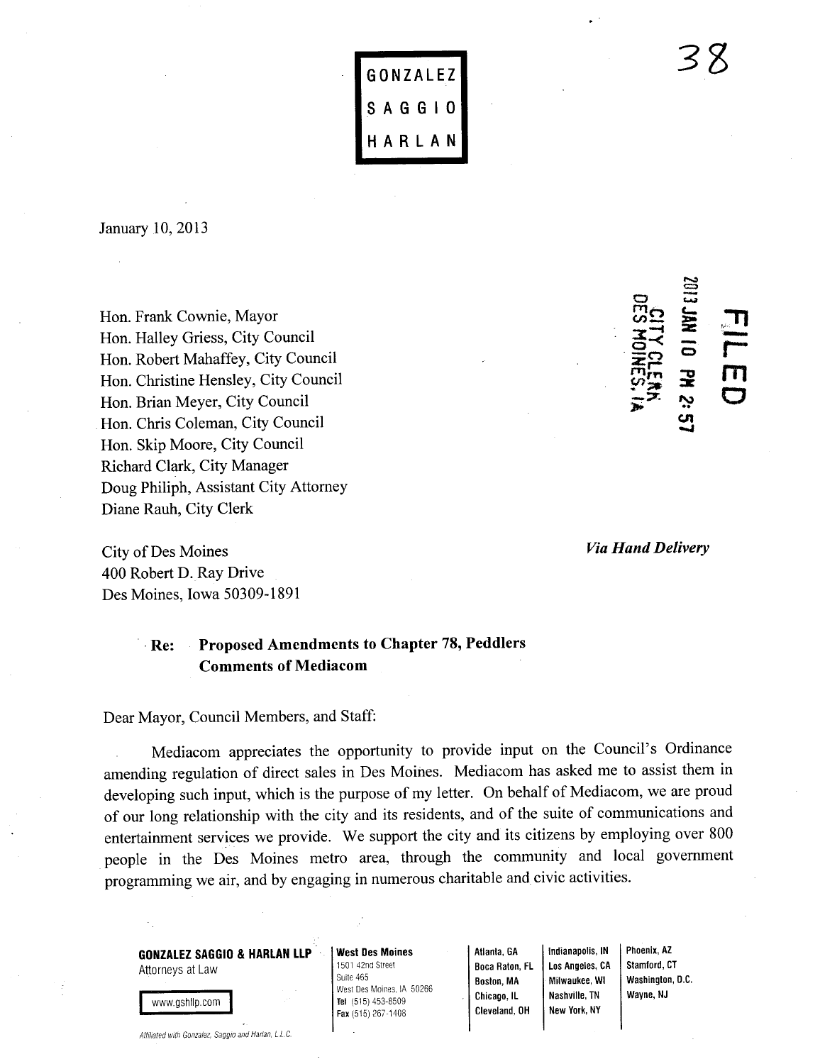GONZALEZ
SAGGIO
HARLAN

38

January 10, 2013

FILED
2013 JAN 10 PM 2:57
CITY CLERK
DES MOINES, IA

Hon. Frank Cownie, Mayor
Hon. Halley Griess, City Council
Hon. Robert Mahaffey, City Council
Hon. Christine Hensley, City Council
Hon. Brian Meyer, City Council
Hon. Chris Coleman, City Council
Hon. Skip Moore, City Council
Richard Clark, City Manager
Doug Philiph, Assistant City Attorney
Diane Rauh, City Clerk

City of Des Moines
400 Robert D. Ray Drive
Des Moines, Iowa 50309-1891

*Via Hand Delivery*

**Re: Proposed Amendments to Chapter 78, Peddlers**
**Comments of Mediacom**

Dear Mayor, Council Members, and Staff:

Mediacom appreciates the opportunity to provide input on the Council's Ordinance amending regulation of direct sales in Des Moines. Mediacom has asked me to assist them in developing such input, which is the purpose of my letter. On behalf of Mediacom, we are proud of our long relationship with the city and its residents, and of the suite of communications and entertainment services we provide. We support the city and its citizens by employing over 800 people in the Des Moines metro area, through the community and local government programming we air, and by engaging in numerous charitable and civic activities.

**GONZALEZ SAGGIO & HARLAN LLP**
Attorneys at Law
www.gshllp.com
*Affiliated with Gonzalez, Saggio and Harlan, L.L.C.*

**West Des Moines**
1501 42nd Street
Suite 465
West Des Moines, IA 50266
**Tel** (515) 453-8509
**Fax** (515) 267-1408

Atlanta, GA
Boca Raton, FL
Boston, MA
Chicago, IL
Cleveland, OH
Indianapolis, IN
Los Angeles, CA
Milwaukee, WI
Nashville, TN
New York, NY
Phoenix, AZ
Stamford, CT
Washington, D.C.
Wayne, NJ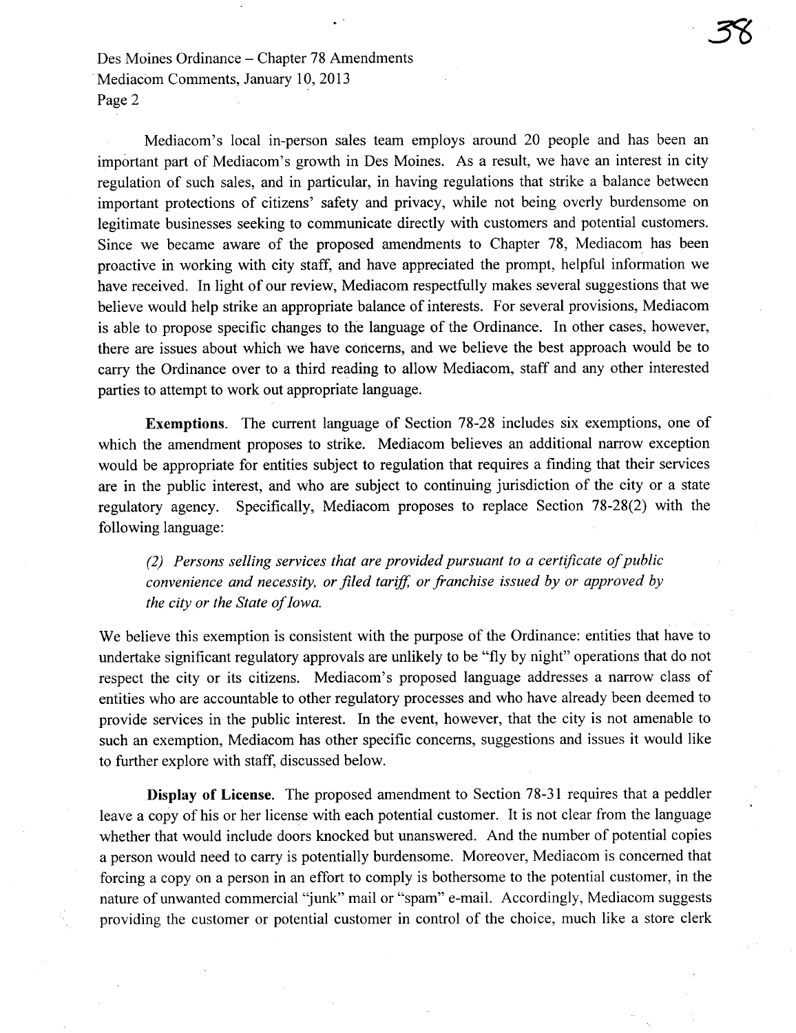Mediacom's local in-person sales team employs around 20 people and has been an important part of Mediacom's growth in Des Moines. As a result, we have an interest in city regulation of such sales, and in particular, in having regulations that strike a balance between important protections of citizens' safety and privacy, while not being overly burdensome on legitimate businesses seeking to communicate directly with customers and potential customers. Since we became aware of the proposed amendments to Chapter 78, Mediacom has been proactive in working with city staff, and have appreciated the prompt, helpful information we have received. In light of our review, Mediacom respectfully makes several suggestions that we believe would help strike an appropriate balance of interests. For several provisions, Mediacom is able to propose specific changes to the language of the Ordinance. In other cases, however, there are issues about which we have concerns, and we believe the best approach would be to carry the Ordinance over to a third reading to allow Mediacom, staff and any other interested parties to attempt to work out appropriate language.

**Exemptions.** The current language of Section 78-28 includes six exemptions, one of which the amendment proposes to strike. Mediacom believes an additional narrow exception would be appropriate for entities subject to regulation that requires a finding that their services are in the public interest, and who are subject to continuing jurisdiction of the city or a state regulatory agency. Specifically, Mediacom proposes to replace Section 78-28(2) with the following language:

> *(2) Persons selling services that are provided pursuant to a certificate of public convenience and necessity, or filed tariff, or franchise issued by or approved by the city or the State of Iowa.*

We believe this exemption is consistent with the purpose of the Ordinance: entities that have to undertake significant regulatory approvals are unlikely to be "fly by night" operations that do not respect the city or its citizens. Mediacom's proposed language addresses a narrow class of entities who are accountable to other regulatory processes and who have already been deemed to provide services in the public interest. In the event, however, that the city is not amenable to such an exemption, Mediacom has other specific concerns, suggestions and issues it would like to further explore with staff, discussed below.

**Display of License.** The proposed amendment to Section 78-31 requires that a peddler leave a copy of his or her license with each potential customer. It is not clear from the language whether that would include doors knocked but unanswered. And the number of potential copies a person would need to carry is potentially burdensome. Moreover, Mediacom is concerned that forcing a copy on a person in an effort to comply is bothersome to the potential customer, in the nature of unwanted commercial "junk" mail or "spam" e-mail. Accordingly, Mediacom suggests providing the customer or potential customer in control of the choice, much like a store clerk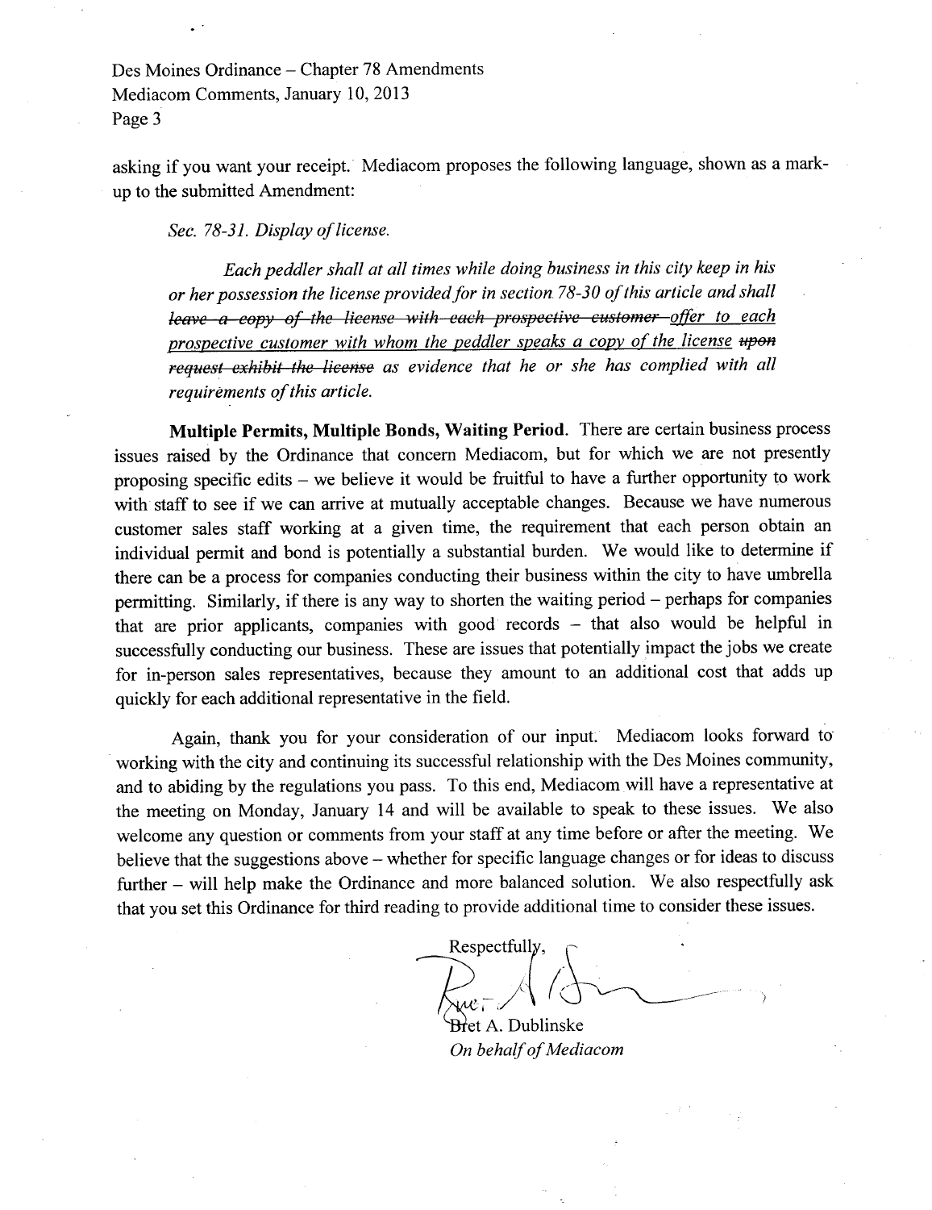asking if you want your receipt. Mediacom proposes the following language, shown as a mark-up to the submitted Amendment:

> *Sec. 78-31. Display of license.*
>
> *Each peddler shall at all times while doing business in this city keep in his or her possession the license provided for in section 78-30 of this article and shall ~~leave a copy of the license with each prospective customer~~ <u>offer to each prospective customer with whom the peddler speaks a copy of the license</u> ~~upon request exhibit the license~~ as evidence that he or she has complied with all requirements of this article.*

**Multiple Permits, Multiple Bonds, Waiting Period.** There are certain business process issues raised by the Ordinance that concern Mediacom, but for which we are not presently proposing specific edits – we believe it would be fruitful to have a further opportunity to work with staff to see if we can arrive at mutually acceptable changes. Because we have numerous customer sales staff working at a given time, the requirement that each person obtain an individual permit and bond is potentially a substantial burden. We would like to determine if there can be a process for companies conducting their business within the city to have umbrella permitting. Similarly, if there is any way to shorten the waiting period – perhaps for companies that are prior applicants, companies with good records – that also would be helpful in successfully conducting our business. These are issues that potentially impact the jobs we create for in-person sales representatives, because they amount to an additional cost that adds up quickly for each additional representative in the field.

Again, thank you for your consideration of our input. Mediacom looks forward to working with the city and continuing its successful relationship with the Des Moines community, and to abiding by the regulations you pass. To this end, Mediacom will have a representative at the meeting on Monday, January 14 and will be available to speak to these issues. We also welcome any question or comments from your staff at any time before or after the meeting. We believe that the suggestions above – whether for specific language changes or for ideas to discuss further – will help make the Ordinance and more balanced solution. We also respectfully ask that you set this Ordinance for third reading to provide additional time to consider these issues.

Respectfully,

Bret A. Dublinske
*On behalf of Mediacom*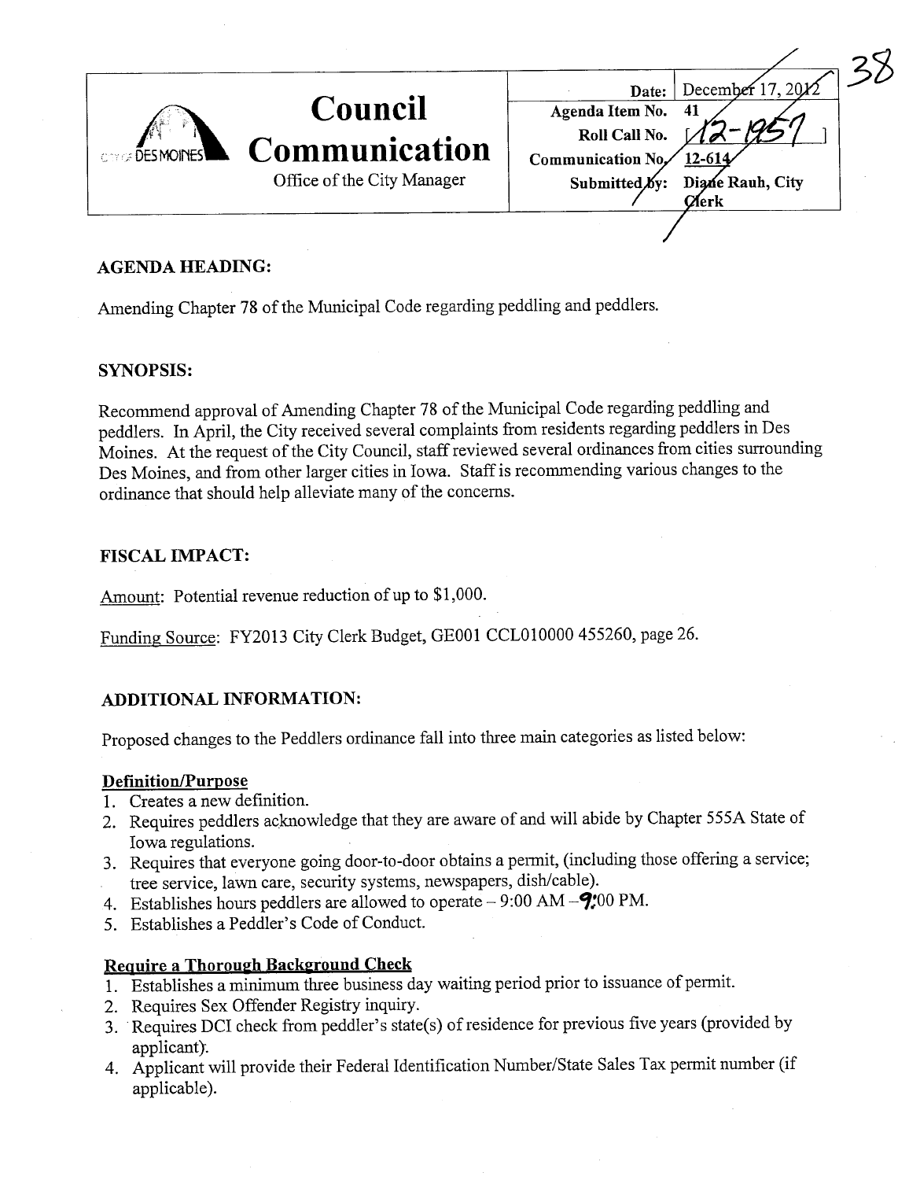38

# Council Communication

Office of the City Manager

| | |
|---|---|
| Date: | December 17, 2012 |
| Agenda Item No. | 41 |
| Roll Call No. | [12-1957] |
| Communication No. | 12-614 |
| Submitted by: | Diane Rauh, City Clerk |

## AGENDA HEADING:

Amending Chapter 78 of the Municipal Code regarding peddling and peddlers.

## SYNOPSIS:

Recommend approval of Amending Chapter 78 of the Municipal Code regarding peddling and peddlers. In April, the City received several complaints from residents regarding peddlers in Des Moines. At the request of the City Council, staff reviewed several ordinances from cities surrounding Des Moines, and from other larger cities in Iowa. Staff is recommending various changes to the ordinance that should help alleviate many of the concerns.

## FISCAL IMPACT:

Amount: Potential revenue reduction of up to $1,000.

Funding Source: FY2013 City Clerk Budget, GE001 CCL010000 455260, page 26.

## ADDITIONAL INFORMATION:

Proposed changes to the Peddlers ordinance fall into three main categories as listed below:

**Definition/Purpose**

1. Creates a new definition.
2. Requires peddlers acknowledge that they are aware of and will abide by Chapter 555A State of Iowa regulations.
3. Requires that everyone going door-to-door obtains a permit, (including those offering a service; tree service, lawn care, security systems, newspapers, dish/cable).
4. Establishes hours peddlers are allowed to operate – 9:00 AM – 9:00 PM.
5. Establishes a Peddler's Code of Conduct.

**Require a Thorough Background Check**

1. Establishes a minimum three business day waiting period prior to issuance of permit.
2. Requires Sex Offender Registry inquiry.
3. Requires DCI check from peddler's state(s) of residence for previous five years (provided by applicant).
4. Applicant will provide their Federal Identification Number/State Sales Tax permit number (if applicable).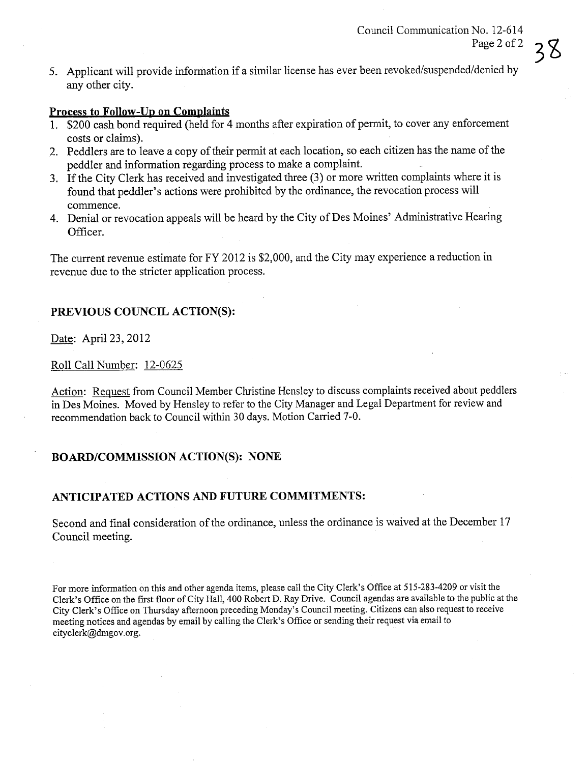5. Applicant will provide information if a similar license has ever been revoked/suspended/denied by any other city.

**Process to Follow-Up on Complaints**

1. $200 cash bond required (held for 4 months after expiration of permit, to cover any enforcement costs or claims).
2. Peddlers are to leave a copy of their permit at each location, so each citizen has the name of the peddler and information regarding process to make a complaint.
3. If the City Clerk has received and investigated three (3) or more written complaints where it is found that peddler's actions were prohibited by the ordinance, the revocation process will commence.
4. Denial or revocation appeals will be heard by the City of Des Moines' Administrative Hearing Officer.

The current revenue estimate for FY 2012 is $2,000, and the City may experience a reduction in revenue due to the stricter application process.

## PREVIOUS COUNCIL ACTION(S):

Date: April 23, 2012

Roll Call Number: 12-0625

Action: Request from Council Member Christine Hensley to discuss complaints received about peddlers in Des Moines. Moved by Hensley to refer to the City Manager and Legal Department for review and recommendation back to Council within 30 days. Motion Carried 7-0.

## BOARD/COMMISSION ACTION(S): NONE

## ANTICIPATED ACTIONS AND FUTURE COMMITMENTS:

Second and final consideration of the ordinance, unless the ordinance is waived at the December 17 Council meeting.

For more information on this and other agenda items, please call the City Clerk's Office at 515-283-4209 or visit the Clerk's Office on the first floor of City Hall, 400 Robert D. Ray Drive. Council agendas are available to the public at the City Clerk's Office on Thursday afternoon preceding Monday's Council meeting. Citizens can also request to receive meeting notices and agendas by email by calling the Clerk's Office or sending their request via email to cityclerk@dmgov.org.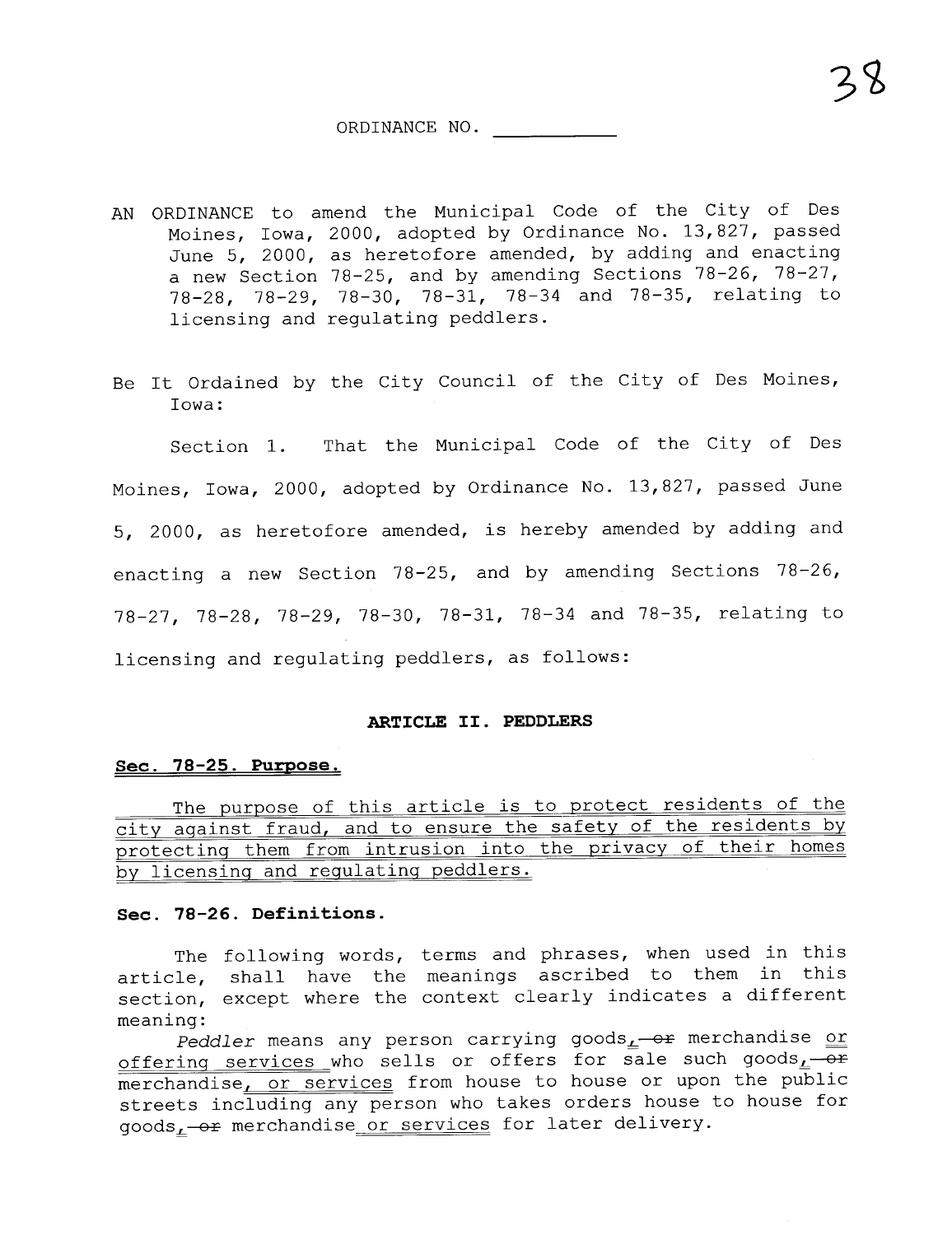ORDINANCE NO. ___________

AN ORDINANCE to amend the Municipal Code of the City of Des Moines, Iowa, 2000, adopted by Ordinance No. 13,827, passed June 5, 2000, as heretofore amended, by adding and enacting a new Section 78-25, and by amending Sections 78-26, 78-27, 78-28, 78-29, 78-30, 78-31, 78-34 and 78-35, relating to licensing and regulating peddlers.

Be It Ordained by the City Council of the City of Des Moines, Iowa:

Section 1. That the Municipal Code of the City of Des Moines, Iowa, 2000, adopted by Ordinance No. 13,827, passed June 5, 2000, as heretofore amended, is hereby amended by adding and enacting a new Section 78-25, and by amending Sections 78-26, 78-27, 78-28, 78-29, 78-30, 78-31, 78-34 and 78-35, relating to licensing and regulating peddlers, as follows:

**ARTICLE II. PEDDLERS**

**Sec. 78-25. Purpose.**

The purpose of this article is to protect residents of the city against fraud, and to ensure the safety of the residents by protecting them from intrusion into the privacy of their homes by licensing and regulating peddlers.

**Sec. 78-26. Definitions.**

The following words, terms and phrases, when used in this article, shall have the meanings ascribed to them in this section, except where the context clearly indicates a different meaning:

*Peddler* means any person carrying goods, ~~or~~ merchandise or offering services who sells or offers for sale such goods, ~~or~~ merchandise, or services from house to house or upon the public streets including any person who takes orders house to house for goods, ~~or~~ merchandise or services for later delivery.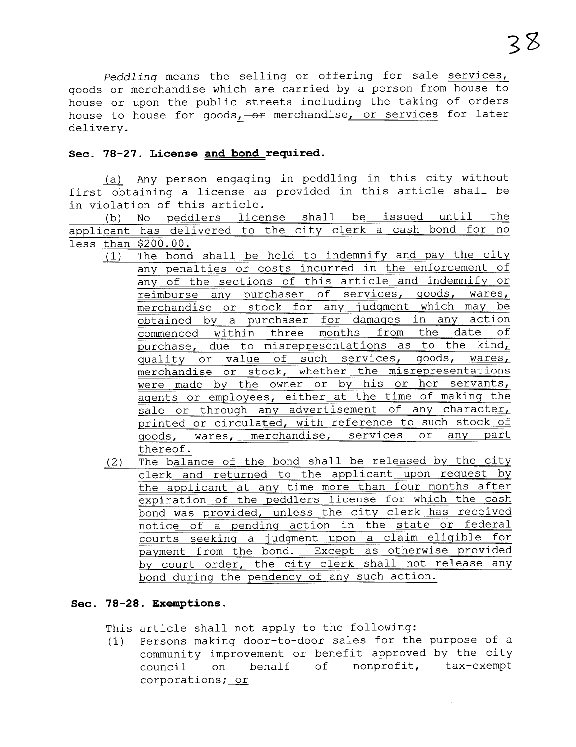*Peddling* means the selling or offering for sale services, goods or merchandise which are carried by a person from house to house or upon the public streets including the taking of orders house to house for goods, ~~or~~ merchandise, or services for later delivery.

**Sec. 78-27. License and bond required.**

(a) Any person engaging in peddling in this city without first obtaining a license as provided in this article shall be in violation of this article.

(b) No peddlers license shall be issued until the applicant has delivered to the city clerk a cash bond for no less than $200.00.

(1) The bond shall be held to indemnify and pay the city any penalties or costs incurred in the enforcement of any of the sections of this article and indemnify or reimburse any purchaser of services, goods, wares, merchandise or stock for any judgment which may be obtained by a purchaser for damages in any action commenced within three months from the date of purchase, due to misrepresentations as to the kind, quality or value of such services, goods, wares, merchandise or stock, whether the misrepresentations were made by the owner or by his or her servants, agents or employees, either at the time of making the sale or through any advertisement of any character, printed or circulated, with reference to such stock of goods, wares, merchandise, services or any part thereof.

(2) The balance of the bond shall be released by the city clerk and returned to the applicant upon request by the applicant at any time more than four months after expiration of the peddlers license for which the cash bond was provided, unless the city clerk has received notice of a pending action in the state or federal courts seeking a judgment upon a claim eligible for payment from the bond. Except as otherwise provided by court order, the city clerk shall not release any bond during the pendency of any such action.

**Sec. 78-28. Exemptions.**

This article shall not apply to the following:

(1) Persons making door-to-door sales for the purpose of a community improvement or benefit approved by the city council on behalf of nonprofit, tax-exempt corporations; or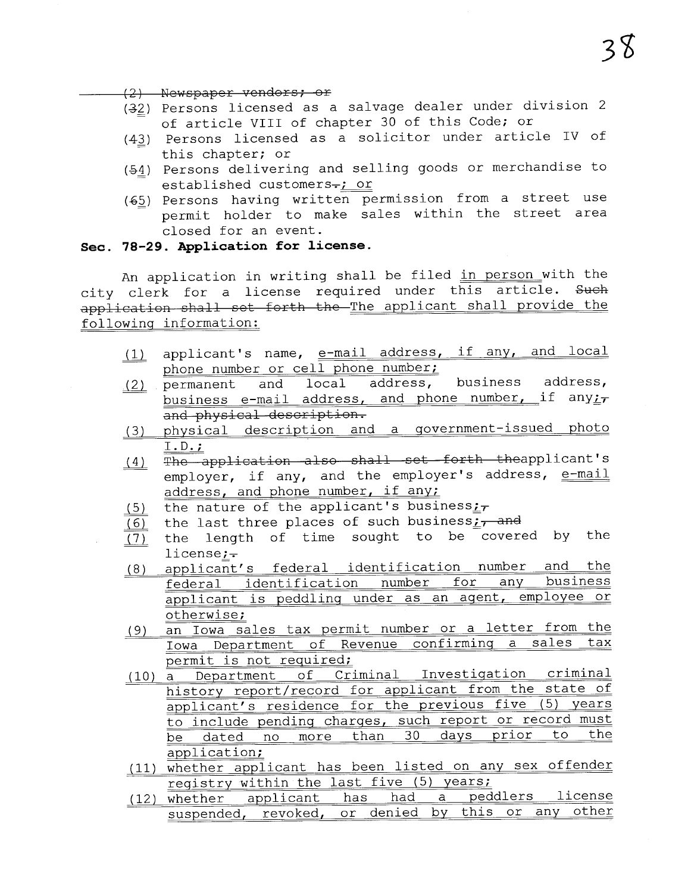~~(2) Newspaper vendors; or~~

(~~3~~2) Persons licensed as a salvage dealer under division 2 of article VIII of chapter 30 of this Code; or

(~~4~~3) Persons licensed as a solicitor under article IV of this chapter; or

(~~5~~4) Persons delivering and selling goods or merchandise to established customers~~.~~; or

(~~6~~5) Persons having written permission from a street use permit holder to make sales within the street area closed for an event.

**Sec. 78-29. Application for license.**

An application in writing shall be filed in person with the city clerk for a license required under this article. ~~Such application shall set forth the~~ The applicant shall provide the following information:

(1) applicant's name, e-mail address, if any, and local phone number or cell phone number;

(2) permanent and local address, business address, business e-mail address, and phone number, if any;~~,~~ ~~and physical description.~~

(3) physical description and a government-issued photo I.D.;

(4) ~~The application also shall set forth the~~applicant's employer, if any, and the employer's address, e-mail address, and phone number, if any;

(5) the nature of the applicant's business;~~,~~

(6) the last three places of such business;~~, and~~

(7) the length of time sought to be covered by the license;~~.~~

(8) applicant's federal identification number and the federal identification number for any business applicant is peddling under as an agent, employee or otherwise;

(9) an Iowa sales tax permit number or a letter from the Iowa Department of Revenue confirming a sales tax permit is not required;

(10) a Department of Criminal Investigation criminal history report/record for applicant from the state of applicant's residence for the previous five (5) years to include pending charges, such report or record must be dated no more than 30 days prior to the application;

(11) whether applicant has been listed on any sex offender registry within the last five (5) years;

(12) whether applicant has had a peddlers license suspended, revoked, or denied by this or any other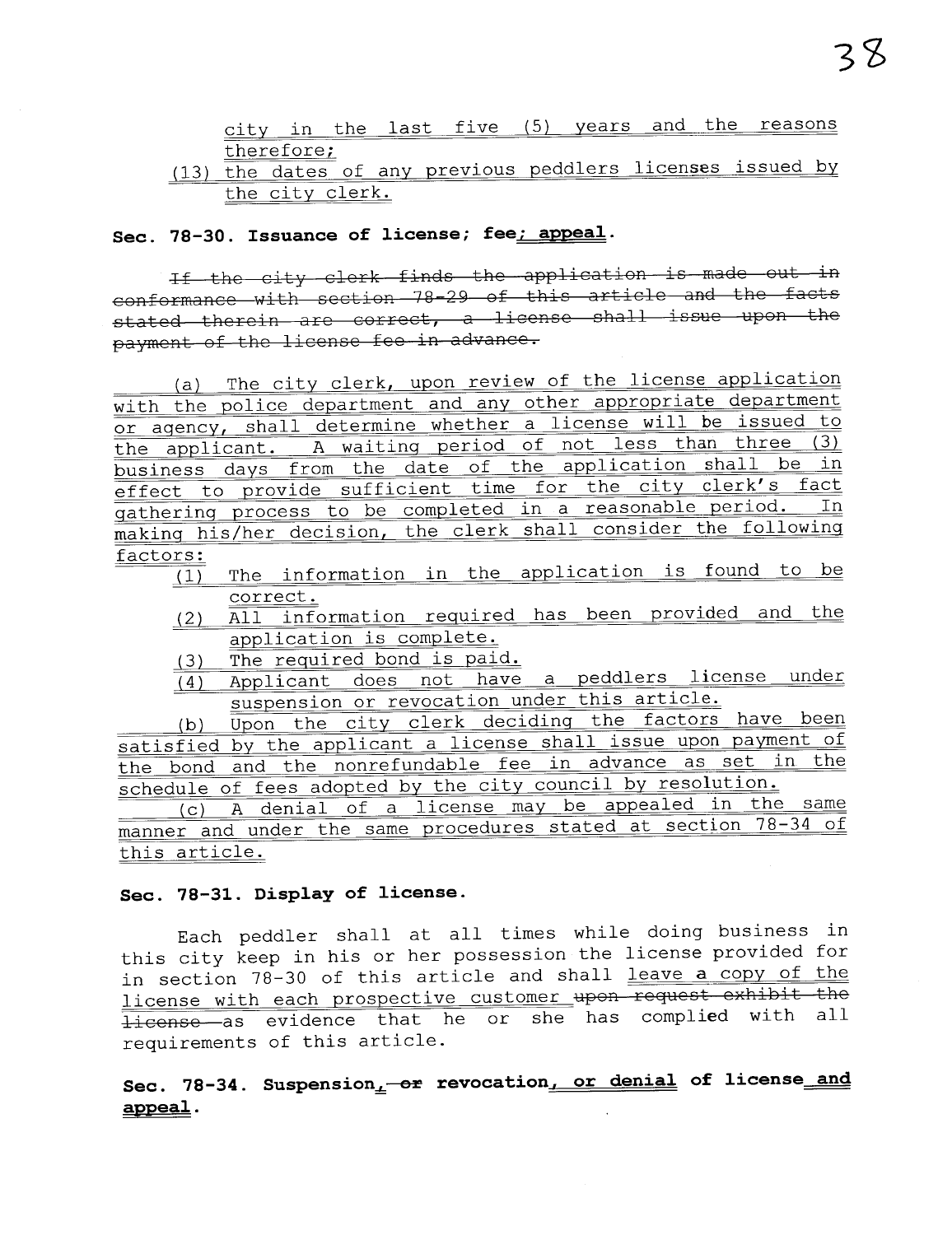city in the last five (5) years and the reasons therefore;

(13) the dates of any previous peddlers licenses issued by the city clerk.

**Sec. 78-30. Issuance of license; fee; appeal.**

~~If the city clerk finds the application is made out in conformance with section 78-29 of this article and the facts stated therein are correct, a license shall issue upon the payment of the license fee in advance.~~

(a) The city clerk, upon review of the license application with the police department and any other appropriate department or agency, shall determine whether a license will be issued to the applicant. A waiting period of not less than three (3) business days from the date of the application shall be in effect to provide sufficient time for the city clerk's fact gathering process to be completed in a reasonable period. In making his/her decision, the clerk shall consider the following factors:

(1) The information in the application is found to be correct.

(2) All information required has been provided and the application is complete.

(3) The required bond is paid.

(4) Applicant does not have a peddlers license under suspension or revocation under this article.

(b) Upon the city clerk deciding the factors have been satisfied by the applicant a license shall issue upon payment of the bond and the nonrefundable fee in advance as set in the schedule of fees adopted by the city council by resolution.

(c) A denial of a license may be appealed in the same manner and under the same procedures stated at section 78-34 of this article.

**Sec. 78-31. Display of license.**

Each peddler shall at all times while doing business in this city keep in his or her possession the license provided for in section 78-30 of this article and shall leave a copy of the license with each prospective customer ~~upon request exhibit the license~~ as evidence that he or she has complied with all requirements of this article.

**Sec. 78-34. Suspension, ~~or~~ revocation, or denial of license and appeal.**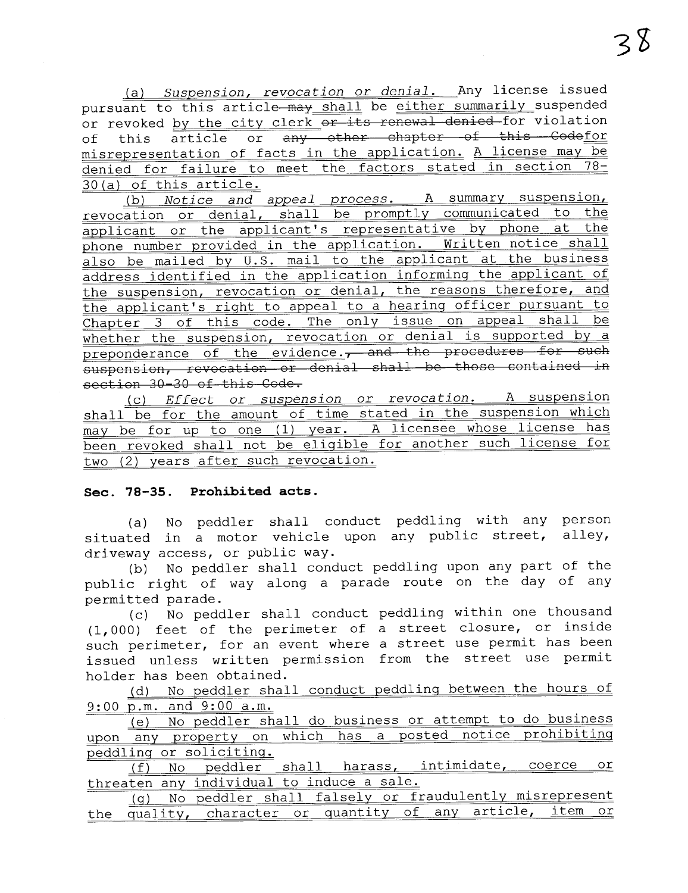(a) *Suspension, revocation or denial.* Any license issued pursuant to this article ~~may~~ shall be either summarily suspended or revoked by the city clerk ~~or its renewal denied~~ for violation of this article or ~~any other chapter of this Code~~ for misrepresentation of facts in the application. A license may be denied for failure to meet the factors stated in section 78-30(a) of this article.

(b) *Notice and appeal process.* A summary suspension, revocation or denial, shall be promptly communicated to the applicant or the applicant's representative by phone at the phone number provided in the application. Written notice shall also be mailed by U.S. mail to the applicant at the business address identified in the application informing the applicant of the suspension, revocation or denial, the reasons therefore, and the applicant's right to appeal to a hearing officer pursuant to Chapter 3 of this code. The only issue on appeal shall be whether the suspension, revocation or denial is supported by a preponderance of the evidence.~~, and the procedures for such suspension, revocation or denial shall be those contained in section 30-30 of this Code.~~

(c) *Effect or suspension or revocation.* A suspension shall be for the amount of time stated in the suspension which may be for up to one (1) year. A licensee whose license has been revoked shall not be eligible for another such license for two (2) years after such revocation.

**Sec. 78-35. Prohibited acts.**

(a) No peddler shall conduct peddling with any person situated in a motor vehicle upon any public street, alley, driveway access, or public way.

(b) No peddler shall conduct peddling upon any part of the public right of way along a parade route on the day of any permitted parade.

(c) No peddler shall conduct peddling within one thousand (1,000) feet of the perimeter of a street closure, or inside such perimeter, for an event where a street use permit has been issued unless written permission from the street use permit holder has been obtained.

(d) No peddler shall conduct peddling between the hours of 9:00 p.m. and 9:00 a.m.

(e) No peddler shall do business or attempt to do business upon any property on which has a posted notice prohibiting peddling or soliciting.

(f) No peddler shall harass, intimidate, coerce or threaten any individual to induce a sale.

(g) No peddler shall falsely or fraudulently misrepresent the quality, character or quantity of any article, item or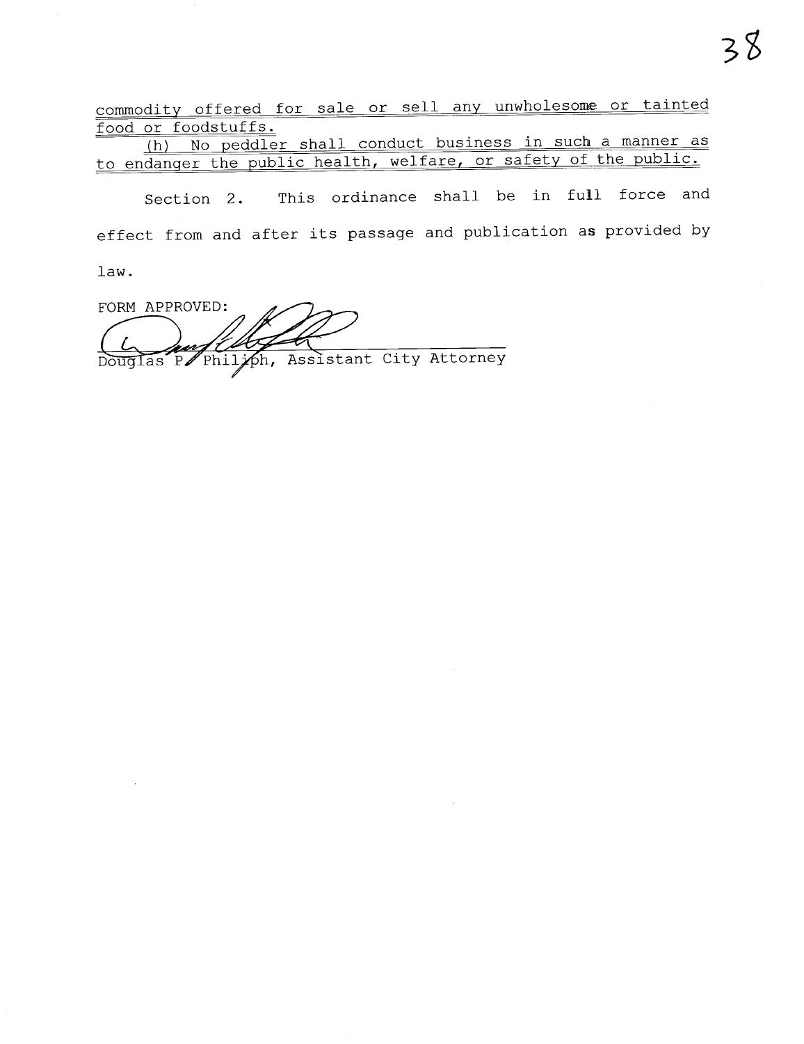commodity offered for sale or sell any unwholesome or tainted food or foodstuffs.

(h) No peddler shall conduct business in such a manner as to endanger the public health, welfare, or safety of the public.

Section 2. This ordinance shall be in full force and effect from and after its passage and publication as provided by law.

FORM APPROVED:

Douglas P. Philiph, Assistant City Attorney